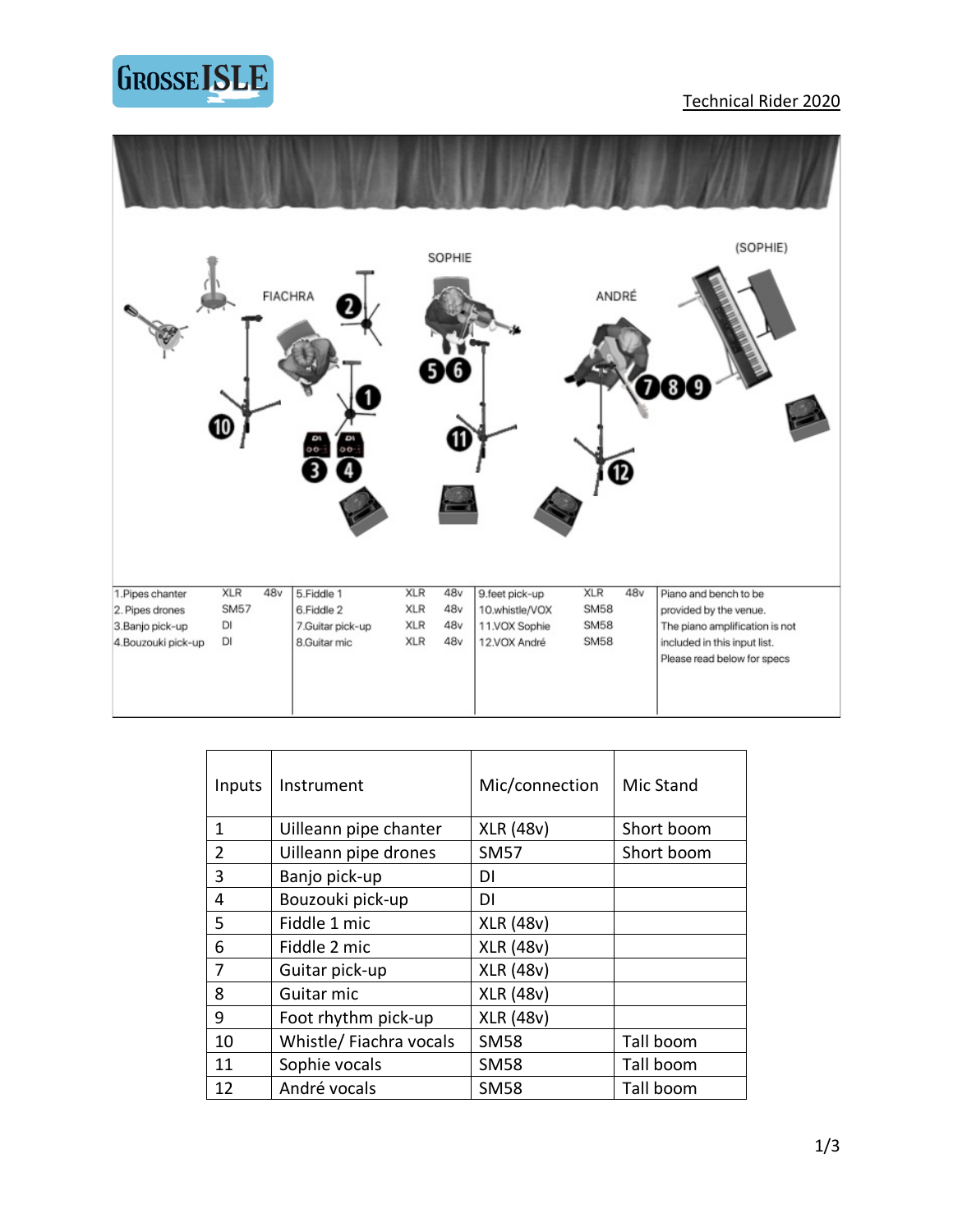GROSSE ISLE

Technical Rider 2020

SOPHIE

(SOPHIE)

FIACHRA

ANDRÉ

| 1.Pipes chanter | XLR | 48v | 5.Fiddle 1 | XLR | 48v | 9.feet pick-up | XLR | 48v | Piano and bench to be provided by the venue. |
|---|---|---|---|---|---|---|---|---|---|
| 2. Pipes drones | SM57 | | 6.Fiddle 2 | XLR | 48v | 10.whistle/VOX | SM58 | | The piano amplification is not |
| 3.Banjo pick-up | DI | | 7.Guitar pick-up | XLR | 48v | 11.VOX Sophie | SM58 | | included in this input list. |
| 4.Bouzouki pick-up | DI | | 8.Guitar mic | XLR | 48v | 12.VOX André | SM58 | | Please read below for specs |

| Inputs | Instrument | Mic/connection | Mic Stand |
|---|---|---|---|
| 1 | Uilleann pipe chanter | XLR (48v) | Short boom |
| 2 | Uilleann pipe drones | SM57 | Short boom |
| 3 | Banjo pick-up | DI | |
| 4 | Bouzouki pick-up | DI | |
| 5 | Fiddle 1 mic | XLR (48v) | |
| 6 | Fiddle 2 mic | XLR (48v) | |
| 7 | Guitar pick-up | XLR (48v) | |
| 8 | Guitar mic | XLR (48v) | |
| 9 | Foot rhythm pick-up | XLR (48v) | |
| 10 | Whistle/ Fiachra vocals | SM58 | Tall boom |
| 11 | Sophie vocals | SM58 | Tall boom |
| 12 | André vocals | SM58 | Tall boom |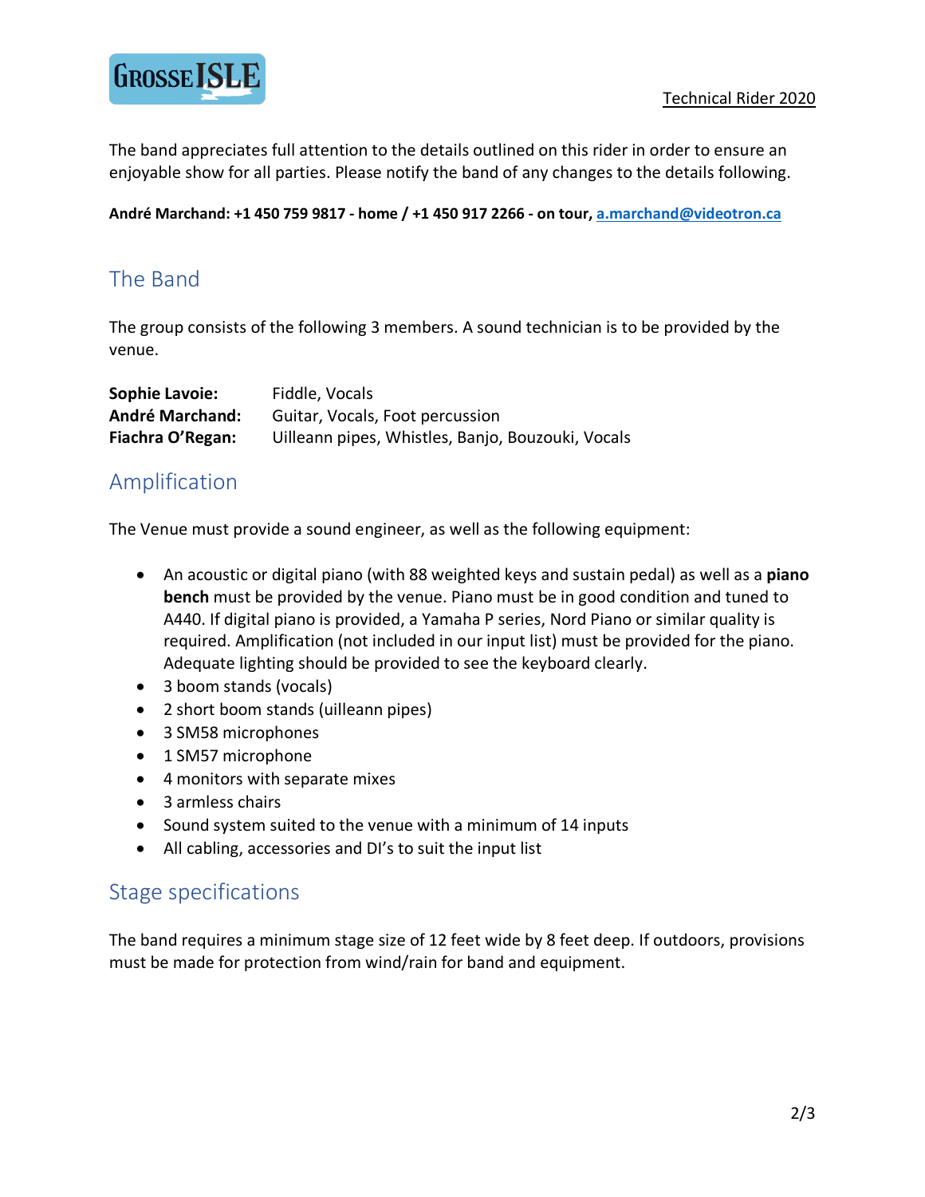Technical Rider 2020

The band appreciates full attention to the details outlined on this rider in order to ensure an enjoyable show for all parties. Please notify the band of any changes to the details following.

**André Marchand: +1 450 759 9817 - home / +1 450 917 2266 - on tour, a.marchand@videotron.ca**

## The Band

The group consists of the following 3 members. A sound technician is to be provided by the venue.

**Sophie Lavoie:** Fiddle, Vocals
**André Marchand:** Guitar, Vocals, Foot percussion
**Fiachra O'Regan:** Uilleann pipes, Whistles, Banjo, Bouzouki, Vocals

## Amplification

The Venue must provide a sound engineer, as well as the following equipment:

- An acoustic or digital piano (with 88 weighted keys and sustain pedal) as well as a **piano bench** must be provided by the venue. Piano must be in good condition and tuned to A440. If digital piano is provided, a Yamaha P series, Nord Piano or similar quality is required. Amplification (not included in our input list) must be provided for the piano. Adequate lighting should be provided to see the keyboard clearly.
- 3 boom stands (vocals)
- 2 short boom stands (uilleann pipes)
- 3 SM58 microphones
- 1 SM57 microphone
- 4 monitors with separate mixes
- 3 armless chairs
- Sound system suited to the venue with a minimum of 14 inputs
- All cabling, accessories and DI's to suit the input list

## Stage specifications

The band requires a minimum stage size of 12 feet wide by 8 feet deep. If outdoors, provisions must be made for protection from wind/rain for band and equipment.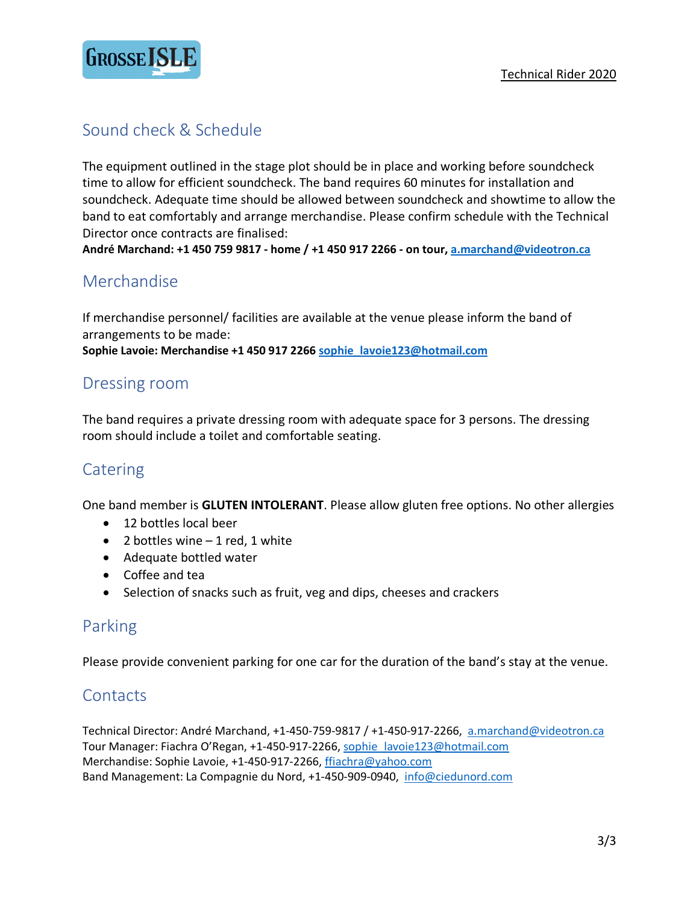GROSSE ISLE

Technical Rider 2020

## Sound check & Schedule

The equipment outlined in the stage plot should be in place and working before soundcheck time to allow for efficient soundcheck. The band requires 60 minutes for installation and soundcheck. Adequate time should be allowed between soundcheck and showtime to allow the band to eat comfortably and arrange merchandise. Please confirm schedule with the Technical Director once contracts are finalised:
**André Marchand: +1 450 759 9817 - home / +1 450 917 2266 - on tour, a.marchand@videotron.ca**

## Merchandise

If merchandise personnel/ facilities are available at the venue please inform the band of arrangements to be made:
**Sophie Lavoie: Merchandise +1 450 917 2266 sophie_lavoie123@hotmail.com**

## Dressing room

The band requires a private dressing room with adequate space for 3 persons. The dressing room should include a toilet and comfortable seating.

## Catering

One band member is **GLUTEN INTOLERANT**. Please allow gluten free options. No other allergies

- 12 bottles local beer
- 2 bottles wine – 1 red, 1 white
- Adequate bottled water
- Coffee and tea
- Selection of snacks such as fruit, veg and dips, cheeses and crackers

## Parking

Please provide convenient parking for one car for the duration of the band's stay at the venue.

## Contacts

Technical Director: André Marchand, +1-450-759-9817 / +1-450-917-2266, a.marchand@videotron.ca
Tour Manager: Fiachra O'Regan, +1-450-917-2266, sophie_lavoie123@hotmail.com
Merchandise: Sophie Lavoie, +1-450-917-2266, ffiachra@yahoo.com
Band Management: La Compagnie du Nord, +1-450-909-0940, info@ciedunord.com